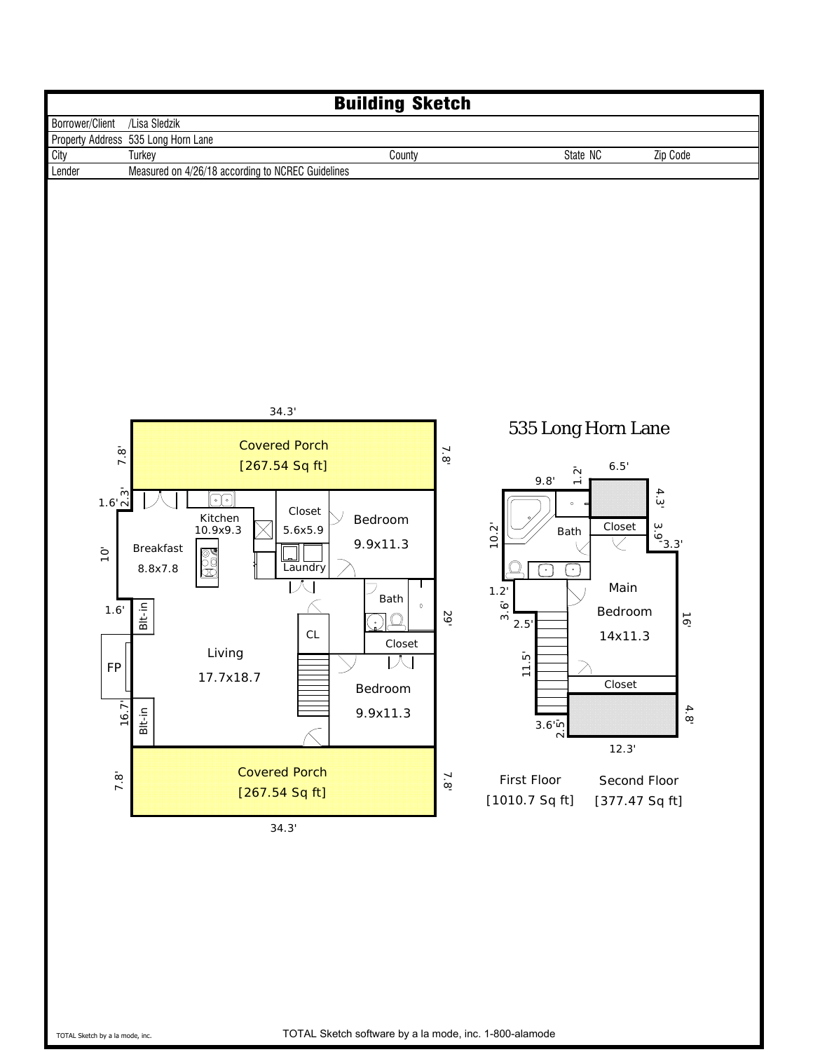# Building Sketch

| | | | | | |
|---|---|---|---|---|---|
| Borrower/Client | /Lisa Sledzik | | | | |
| Property Address | 535 Long Horn Lane | | | | |
| City | Turkey | County | | State NC | Zip Code |
| Lender | Measured on 4/26/18 according to NCREC Guidelines | | | | |

## 535 Long Horn Lane

**First Floor**

Covered Porch [267.54 Sq ft] (34.3' x 7.8')

Kitchen 10.9x9.3

Breakfast 8.8x7.8

Closet 5.6x5.9

Laundry

Bedroom 9.9x11.3

Bath

Closet

CL

Living 17.7x18.7

FP

Blt-in

Blt-in

Bedroom 9.9x11.3

Covered Porch [267.54 Sq ft] (34.3' x 7.8')

Dimensions: 34.3', 7.8', 1.6', 2.3', 10', 1.6', 16.7', 29', 7.8', 34.3'

First Floor [1010.7 Sq ft]

**Second Floor**

Bath

Closet

Main Bedroom 14x11.3

Closet

Dimensions: 9.8', 1.2', 6.5', 4.3', 3.9', 3.3', 10.2', 1.2', 3.6', 2.5', 11.5', 3.6', 2.5', 16', 4.8', 12.3'

Second Floor [377.47 Sq ft]

TOTAL Sketch software by a la mode, inc. 1-800-alamode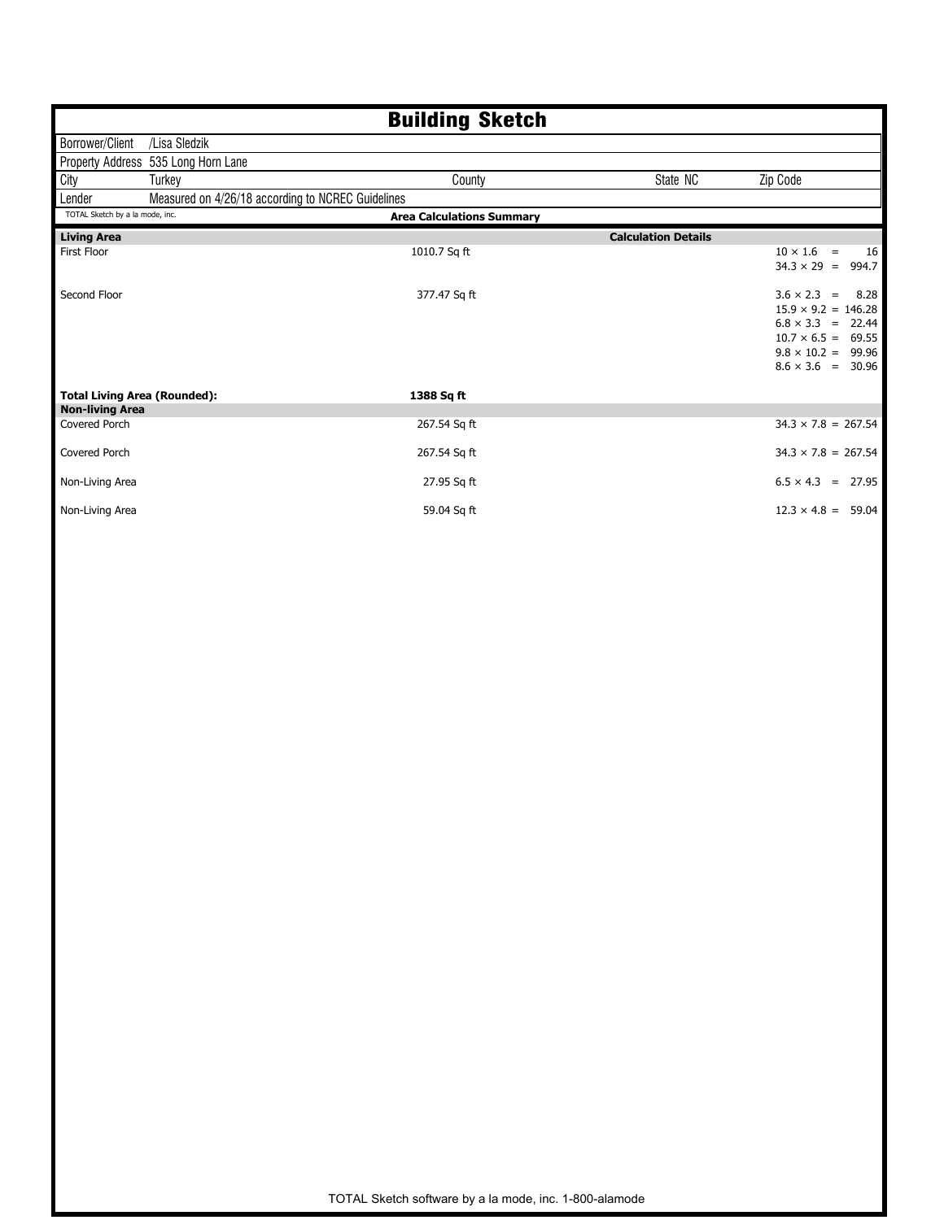# Building Sketch

| | | | | |
|---|---|---|---|---|
| Borrower/Client | /Lisa Sledzik | | | |
| Property Address | 535 Long Horn Lane | | | |
| City | Turkey | County | State NC | Zip Code |
| Lender | Measured on 4/26/18 according to NCREC Guidelines | | | |

TOTAL Sketch by a la mode, inc.

## Area Calculations Summary

| Living Area | | Calculation Details |
|---|---|---|
| First Floor | 1010.7 Sq ft | $10 \times 1.6 = 16$ |
| | | $34.3 \times 29 = 994.7$ |
| Second Floor | 377.47 Sq ft | $3.6 \times 2.3 = 8.28$ |
| | | $15.9 \times 9.2 = 146.28$ |
| | | $6.8 \times 3.3 = 22.44$ |
| | | $10.7 \times 6.5 = 69.55$ |
| | | $9.8 \times 10.2 = 99.96$ |
| | | $8.6 \times 3.6 = 30.96$ |
| **Total Living Area (Rounded):** | **1388 Sq ft** | |
| **Non-living Area** | | |
| Covered Porch | 267.54 Sq ft | $34.3 \times 7.8 = 267.54$ |
| Covered Porch | 267.54 Sq ft | $34.3 \times 7.8 = 267.54$ |
| Non-Living Area | 27.95 Sq ft | $6.5 \times 4.3 = 27.95$ |
| Non-Living Area | 59.04 Sq ft | $12.3 \times 4.8 = 59.04$ |

TOTAL Sketch software by a la mode, inc. 1-800-alamode